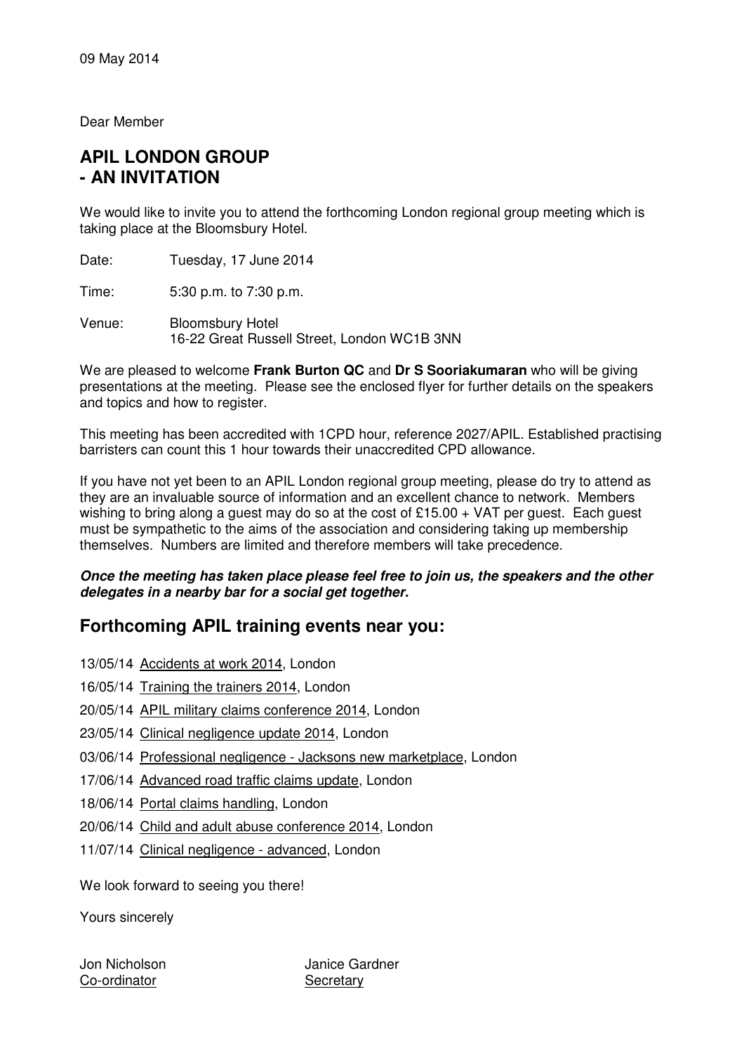09 May 2014

Dear Member

## APIL LONDON GROUP
## - AN INVITATION

We would like to invite you to attend the forthcoming London regional group meeting which is taking place at the Bloomsbury Hotel.

Date: Tuesday, 17 June 2014

Time: 5:30 p.m. to 7:30 p.m.

Venue: Bloomsbury Hotel
16-22 Great Russell Street, London WC1B 3NN

We are pleased to welcome **Frank Burton QC** and **Dr S Sooriakumaran** who will be giving presentations at the meeting. Please see the enclosed flyer for further details on the speakers and topics and how to register.

This meeting has been accredited with 1CPD hour, reference 2027/APIL. Established practising barristers can count this 1 hour towards their unaccredited CPD allowance.

If you have not yet been to an APIL London regional group meeting, please do try to attend as they are an invaluable source of information and an excellent chance to network. Members wishing to bring along a guest may do so at the cost of £15.00 + VAT per guest. Each guest must be sympathetic to the aims of the association and considering taking up membership themselves. Numbers are limited and therefore members will take precedence.

***Once the meeting has taken place please feel free to join us, the speakers and the other delegates in a nearby bar for a social get together.***

## Forthcoming APIL training events near you:

13/05/14 Accidents at work 2014, London

16/05/14 Training the trainers 2014, London

20/05/14 APIL military claims conference 2014, London

23/05/14 Clinical negligence update 2014, London

03/06/14 Professional negligence - Jacksons new marketplace, London

17/06/14 Advanced road traffic claims update, London

18/06/14 Portal claims handling, London

20/06/14 Child and adult abuse conference 2014, London

11/07/14 Clinical negligence - advanced, London

We look forward to seeing you there!

Yours sincerely

Jon Nicholson
Co-ordinator

Janice Gardner
Secretary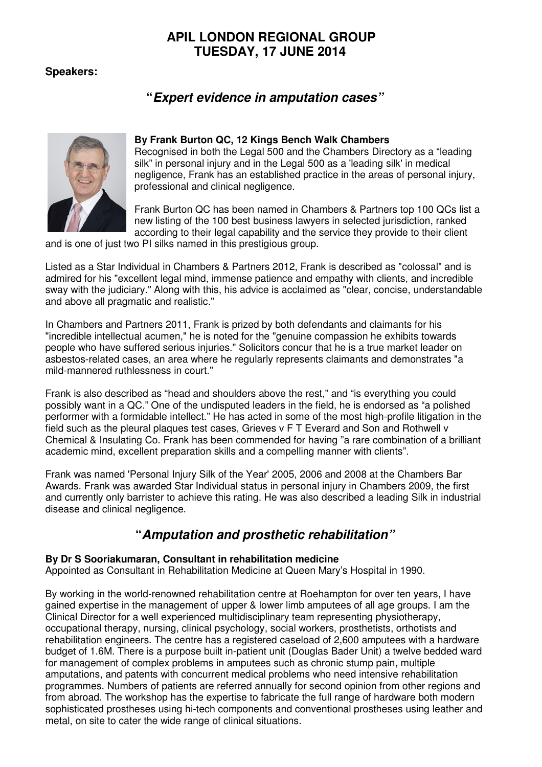# APIL LONDON REGIONAL GROUP
# TUESDAY, 17 JUNE 2014

**Speakers:**

## "*Expert evidence in amputation cases*"

**By Frank Burton QC, 12 Kings Bench Walk Chambers**

Recognised in both the Legal 500 and the Chambers Directory as a "leading silk" in personal injury and in the Legal 500 as a 'leading silk' in medical negligence, Frank has an established practice in the areas of personal injury, professional and clinical negligence.

Frank Burton QC has been named in Chambers & Partners top 100 QCs list a new listing of the 100 best business lawyers in selected jurisdiction, ranked according to their legal capability and the service they provide to their client and is one of just two PI silks named in this prestigious group.

Listed as a Star Individual in Chambers & Partners 2012, Frank is described as "colossal" and is admired for his "excellent legal mind, immense patience and empathy with clients, and incredible sway with the judiciary." Along with this, his advice is acclaimed as "clear, concise, understandable and above all pragmatic and realistic."

In Chambers and Partners 2011, Frank is prized by both defendants and claimants for his "incredible intellectual acumen," he is noted for the "genuine compassion he exhibits towards people who have suffered serious injuries." Solicitors concur that he is a true market leader on asbestos-related cases, an area where he regularly represents claimants and demonstrates "a mild-mannered ruthlessness in court."

Frank is also described as "head and shoulders above the rest," and "is everything you could possibly want in a QC." One of the undisputed leaders in the field, he is endorsed as "a polished performer with a formidable intellect." He has acted in some of the most high-profile litigation in the field such as the pleural plaques test cases, Grieves v F T Everard and Son and Rothwell v Chemical & Insulating Co. Frank has been commended for having "a rare combination of a brilliant academic mind, excellent preparation skills and a compelling manner with clients".

Frank was named 'Personal Injury Silk of the Year' 2005, 2006 and 2008 at the Chambers Bar Awards. Frank was awarded Star Individual status in personal injury in Chambers 2009, the first and currently only barrister to achieve this rating. He was also described a leading Silk in industrial disease and clinical negligence.

## "*Amputation and prosthetic rehabilitation*"

**By Dr S Sooriakumaran, Consultant in rehabilitation medicine**

Appointed as Consultant in Rehabilitation Medicine at Queen Mary's Hospital in 1990.

By working in the world-renowned rehabilitation centre at Roehampton for over ten years, I have gained expertise in the management of upper & lower limb amputees of all age groups. I am the Clinical Director for a well experienced multidisciplinary team representing physiotherapy, occupational therapy, nursing, clinical psychology, social workers, prosthetists, orthotists and rehabilitation engineers. The centre has a registered caseload of 2,600 amputees with a hardware budget of 1.6M. There is a purpose built in-patient unit (Douglas Bader Unit) a twelve bedded ward for management of complex problems in amputees such as chronic stump pain, multiple amputations, and patents with concurrent medical problems who need intensive rehabilitation programmes. Numbers of patients are referred annually for second opinion from other regions and from abroad. The workshop has the expertise to fabricate the full range of hardware both modern sophisticated prostheses using hi-tech components and conventional prostheses using leather and metal, on site to cater the wide range of clinical situations.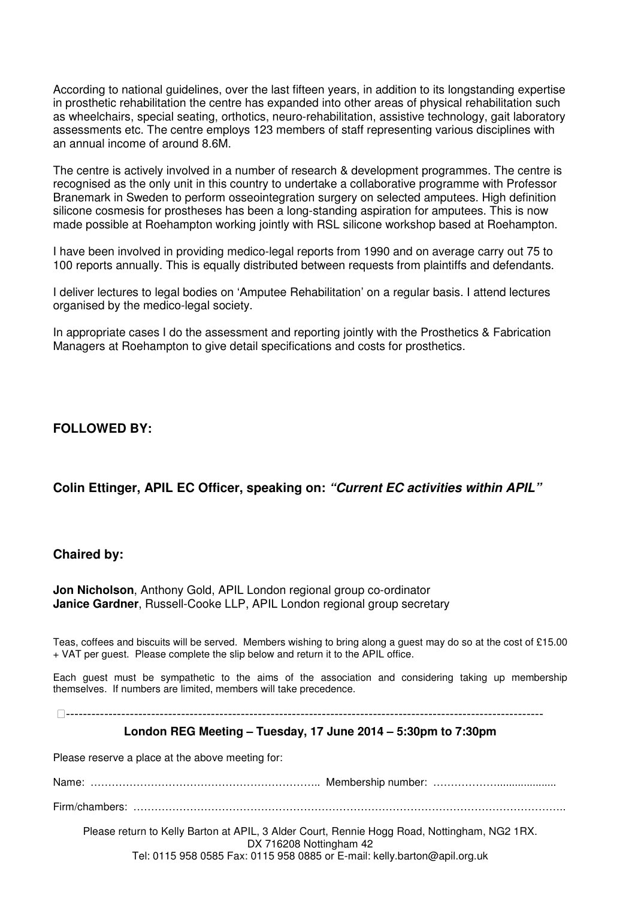According to national guidelines, over the last fifteen years, in addition to its longstanding expertise in prosthetic rehabilitation the centre has expanded into other areas of physical rehabilitation such as wheelchairs, special seating, orthotics, neuro-rehabilitation, assistive technology, gait laboratory assessments etc. The centre employs 123 members of staff representing various disciplines with an annual income of around 8.6M.

The centre is actively involved in a number of research & development programmes. The centre is recognised as the only unit in this country to undertake a collaborative programme with Professor Branemark in Sweden to perform osseointegration surgery on selected amputees. High definition silicone cosmesis for prostheses has been a long-standing aspiration for amputees. This is now made possible at Roehampton working jointly with RSL silicone workshop based at Roehampton.

I have been involved in providing medico-legal reports from 1990 and on average carry out 75 to 100 reports annually. This is equally distributed between requests from plaintiffs and defendants.

I deliver lectures to legal bodies on 'Amputee Rehabilitation' on a regular basis. I attend lectures organised by the medico-legal society.

In appropriate cases I do the assessment and reporting jointly with the Prosthetics & Fabrication Managers at Roehampton to give detail specifications and costs for prosthetics.

**FOLLOWED BY:**

**Colin Ettinger, APIL EC Officer, speaking on: *"Current EC activities within APIL"***

**Chaired by:**

**Jon Nicholson**, Anthony Gold, APIL London regional group co-ordinator
**Janice Gardner**, Russell-Cooke LLP, APIL London regional group secretary

Teas, coffees and biscuits will be served. Members wishing to bring along a guest may do so at the cost of £15.00 + VAT per guest. Please complete the slip below and return it to the APIL office.

Each guest must be sympathetic to the aims of the association and considering taking up membership themselves. If numbers are limited, members will take precedence.

---

**London REG Meeting – Tuesday, 17 June 2014 – 5:30pm to 7:30pm**

Please reserve a place at the above meeting for:

Name: ………………………………………………………….. Membership number: ………………..................

Firm/chambers: ……………………………………………………………………………………………………..

Please return to Kelly Barton at APIL, 3 Alder Court, Rennie Hogg Road, Nottingham, NG2 1RX.
DX 716208 Nottingham 42
Tel: 0115 958 0585 Fax: 0115 958 0885 or E-mail: kelly.barton@apil.org.uk